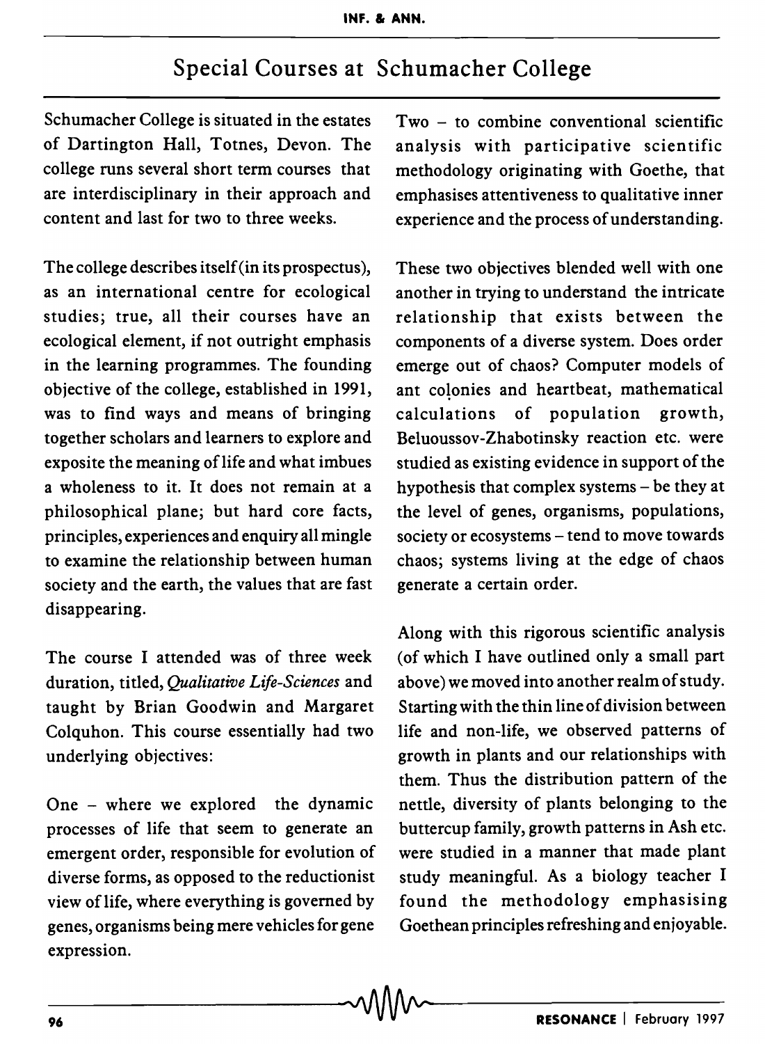# Special Courses at Schumacher College

Schumacher College is situated in the estates of Dartington Hall, Totnes, Devon. The college runs several short term courses that are interdisciplinary in their approach and content and last for two to three weeks.

The college describes itself (in its prospectus), as an international centre for ecological studies; true, all their courses have an ecological element, if not outright emphasis in the learning programmes. The founding objective of the college, established in 1991, was to find ways and means of bringing together scholars and learners to explore and exposite the meaning of life and what imbues a wholeness to it. It does not remain at a philosophical plane; but hard core facts, principles, experiences and enquiry all mingle to examine the relationship between human society and the earth, the values that are fast disappearing.

The course I attended was of three week duration, titled, *Qualitative Life-Sciences* and taught by Brian Goodwin and Margaret Colquhon. This course essentially had two underlying objectives:

One – where we explored the dynamic processes of life that seem to generate an emergent order, responsible for evolution of diverse forms, as opposed to the reductionist view of life, where everything is governed by genes, organisms being mere vehicles for gene expression.

Two – to combine conventional scientific analysis with participative scientific methodology originating with Goethe, that emphasises attentiveness to qualitative inner experience and the process of understanding.

These two objectives blended well with one another in trying to understand the intricate relationship that exists between the components of a diverse system. Does order emerge out of chaos? Computer models of ant colonies and heartbeat, mathematical calculations of population growth, Beluoussov-Zhabotinsky reaction etc. were studied as existing evidence in support of the hypothesis that complex systems – be they at the level of genes, organisms, populations, society or ecosystems – tend to move towards chaos; systems living at the edge of chaos generate a certain order.

Along with this rigorous scientific analysis (of which I have outlined only a small part above) we moved into another realm of study. Starting with the thin line of division between life and non-life, we observed patterns of growth in plants and our relationships with them. Thus the distribution pattern of the nettle, diversity of plants belonging to the buttercup family, growth patterns in Ash etc. were studied in a manner that made plant study meaningful. As a biology teacher I found the methodology emphasising Goethean principles refreshing and enjoyable.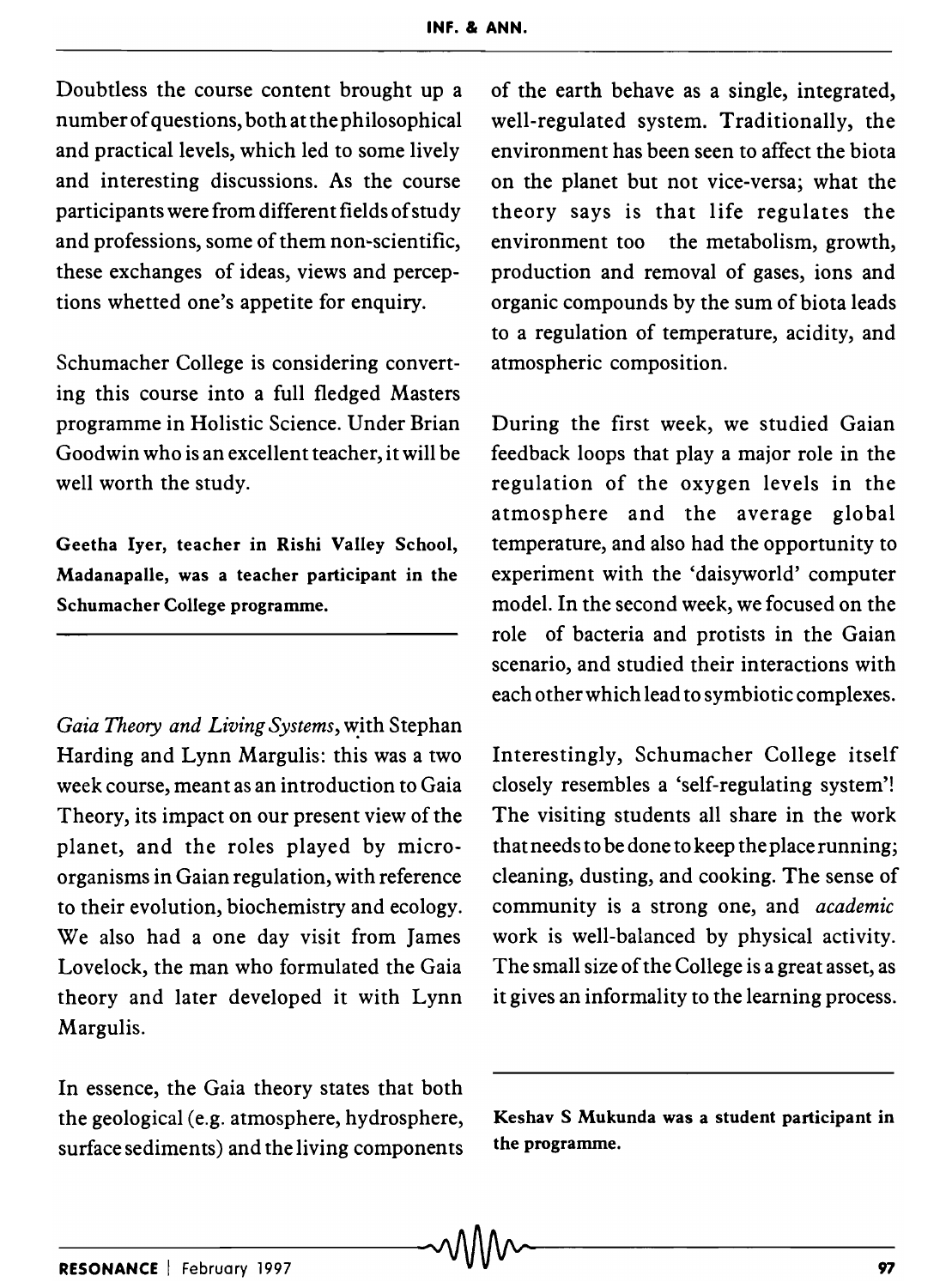Doubtless the course content brought up a number of questions, both at the philosophical and practical levels, which led to some lively and interesting discussions. As the course participants were from different fields of study and professions, some of them non-scientific, these exchanges of ideas, views and perceptions whetted one's appetite for enquiry.

Schumacher College is considering converting this course into a full fledged Masters programme in Holistic Science. Under Brian Goodwin who is an excellent teacher, it will be well worth the study.

**Geetha Iyer, teacher in Rishi Valley School, Madanapalle, was a teacher participant in the Schumacher College programme.**

---

*Gaia Theory and Living Systems*, with Stephan Harding and Lynn Margulis: this was a two week course, meant as an introduction to Gaia Theory, its impact on our present view of the planet, and the roles played by micro-organisms in Gaian regulation, with reference to their evolution, biochemistry and ecology. We also had a one day visit from James Lovelock, the man who formulated the Gaia theory and later developed it with Lynn Margulis.

In essence, the Gaia theory states that both the geological (e.g. atmosphere, hydrosphere, surface sediments) and the living components of the earth behave as a single, integrated, well-regulated system. Traditionally, the environment has been seen to affect the biota on the planet but not vice-versa; what the theory says is that life regulates the environment too the metabolism, growth, production and removal of gases, ions and organic compounds by the sum of biota leads to a regulation of temperature, acidity, and atmospheric composition.

During the first week, we studied Gaian feedback loops that play a major role in the regulation of the oxygen levels in the atmosphere and the average global temperature, and also had the opportunity to experiment with the 'daisyworld' computer model. In the second week, we focused on the role of bacteria and protists in the Gaian scenario, and studied their interactions with each other which lead to symbiotic complexes.

Interestingly, Schumacher College itself closely resembles a 'self-regulating system'! The visiting students all share in the work that needs to be done to keep the place running; cleaning, dusting, and cooking. The sense of community is a strong one, and *academic* work is well-balanced by physical activity. The small size of the College is a great asset, as it gives an informality to the learning process.

---

**Keshav S Mukunda was a student participant in the programme.**